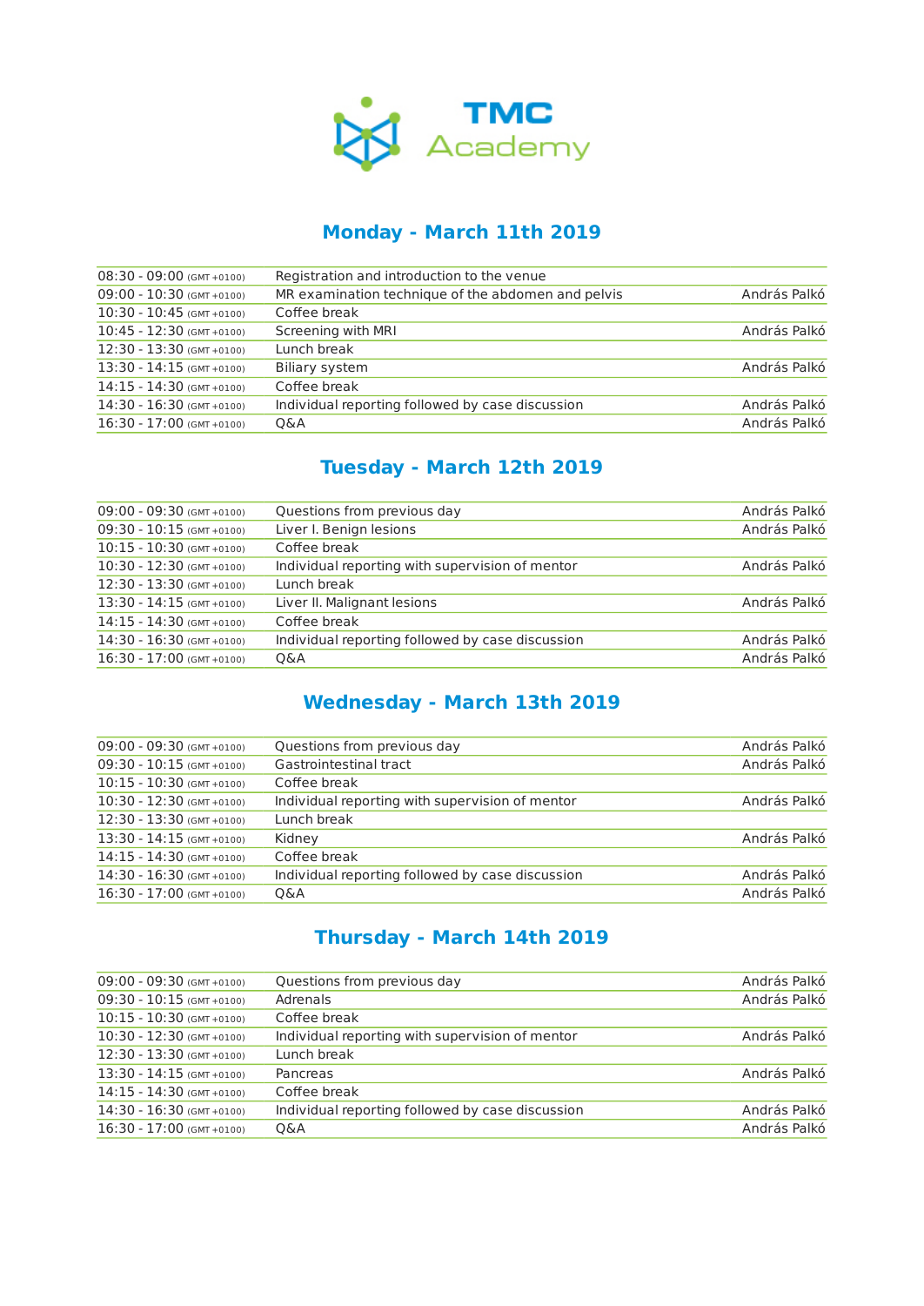TMC Academy

## Monday - March 11th 2019

| Time | Session | Speaker |
|---|---|---|
| 08:30 - 09:00 (GMT +0100) | Registration and introduction to the venue | |
| 09:00 - 10:30 (GMT +0100) | MR examination technique of the abdomen and pelvis | András Palkó |
| 10:30 - 10:45 (GMT +0100) | Coffee break | |
| 10:45 - 12:30 (GMT +0100) | Screening with MRI | András Palkó |
| 12:30 - 13:30 (GMT +0100) | Lunch break | |
| 13:30 - 14:15 (GMT +0100) | Biliary system | András Palkó |
| 14:15 - 14:30 (GMT +0100) | Coffee break | |
| 14:30 - 16:30 (GMT +0100) | Individual reporting followed by case discussion | András Palkó |
| 16:30 - 17:00 (GMT +0100) | Q&A | András Palkó |

## Tuesday - March 12th 2019

| Time | Session | Speaker |
|---|---|---|
| 09:00 - 09:30 (GMT +0100) | Questions from previous day | András Palkó |
| 09:30 - 10:15 (GMT +0100) | Liver I. Benign lesions | András Palkó |
| 10:15 - 10:30 (GMT +0100) | Coffee break | |
| 10:30 - 12:30 (GMT +0100) | Individual reporting with supervision of mentor | András Palkó |
| 12:30 - 13:30 (GMT +0100) | Lunch break | |
| 13:30 - 14:15 (GMT +0100) | Liver II. Malignant lesions | András Palkó |
| 14:15 - 14:30 (GMT +0100) | Coffee break | |
| 14:30 - 16:30 (GMT +0100) | Individual reporting followed by case discussion | András Palkó |
| 16:30 - 17:00 (GMT +0100) | Q&A | András Palkó |

## Wednesday - March 13th 2019

| Time | Session | Speaker |
|---|---|---|
| 09:00 - 09:30 (GMT +0100) | Questions from previous day | András Palkó |
| 09:30 - 10:15 (GMT +0100) | Gastrointestinal tract | András Palkó |
| 10:15 - 10:30 (GMT +0100) | Coffee break | |
| 10:30 - 12:30 (GMT +0100) | Individual reporting with supervision of mentor | András Palkó |
| 12:30 - 13:30 (GMT +0100) | Lunch break | |
| 13:30 - 14:15 (GMT +0100) | Kidney | András Palkó |
| 14:15 - 14:30 (GMT +0100) | Coffee break | |
| 14:30 - 16:30 (GMT +0100) | Individual reporting followed by case discussion | András Palkó |
| 16:30 - 17:00 (GMT +0100) | Q&A | András Palkó |

## Thursday - March 14th 2019

| Time | Session | Speaker |
|---|---|---|
| 09:00 - 09:30 (GMT +0100) | Questions from previous day | András Palkó |
| 09:30 - 10:15 (GMT +0100) | Adrenals | András Palkó |
| 10:15 - 10:30 (GMT +0100) | Coffee break | |
| 10:30 - 12:30 (GMT +0100) | Individual reporting with supervision of mentor | András Palkó |
| 12:30 - 13:30 (GMT +0100) | Lunch break | |
| 13:30 - 14:15 (GMT +0100) | Pancreas | András Palkó |
| 14:15 - 14:30 (GMT +0100) | Coffee break | |
| 14:30 - 16:30 (GMT +0100) | Individual reporting followed by case discussion | András Palkó |
| 16:30 - 17:00 (GMT +0100) | Q&A | András Palkó |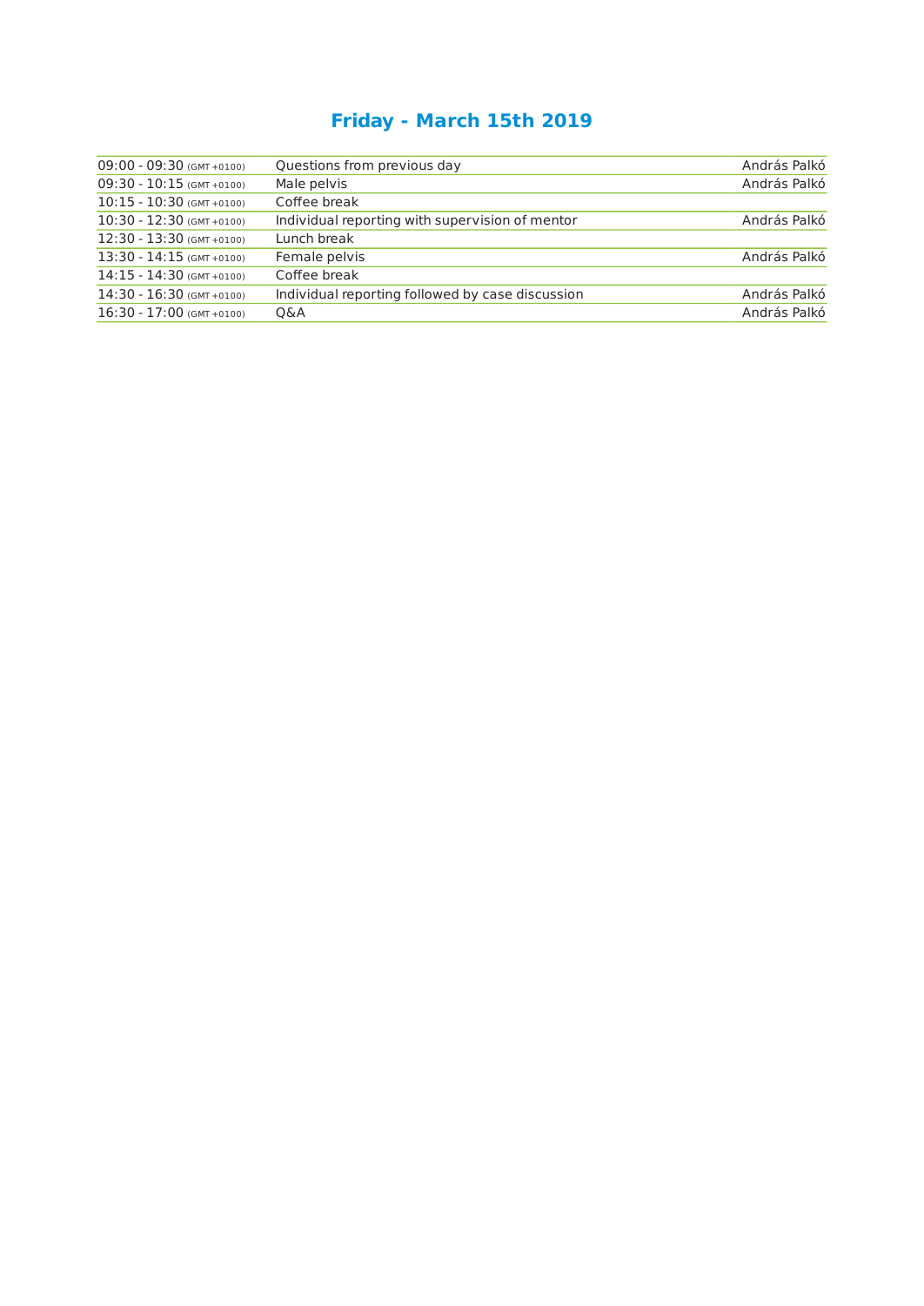# Friday - March 15th 2019

| | | |
|---|---|---|
| 09:00 - 09:30 (GMT +0100) | Questions from previous day | András Palkó |
| 09:30 - 10:15 (GMT +0100) | Male pelvis | András Palkó |
| 10:15 - 10:30 (GMT +0100) | Coffee break | |
| 10:30 - 12:30 (GMT +0100) | Individual reporting with supervision of mentor | András Palkó |
| 12:30 - 13:30 (GMT +0100) | Lunch break | |
| 13:30 - 14:15 (GMT +0100) | Female pelvis | András Palkó |
| 14:15 - 14:30 (GMT +0100) | Coffee break | |
| 14:30 - 16:30 (GMT +0100) | Individual reporting followed by case discussion | András Palkó |
| 16:30 - 17:00 (GMT +0100) | Q&A | András Palkó |